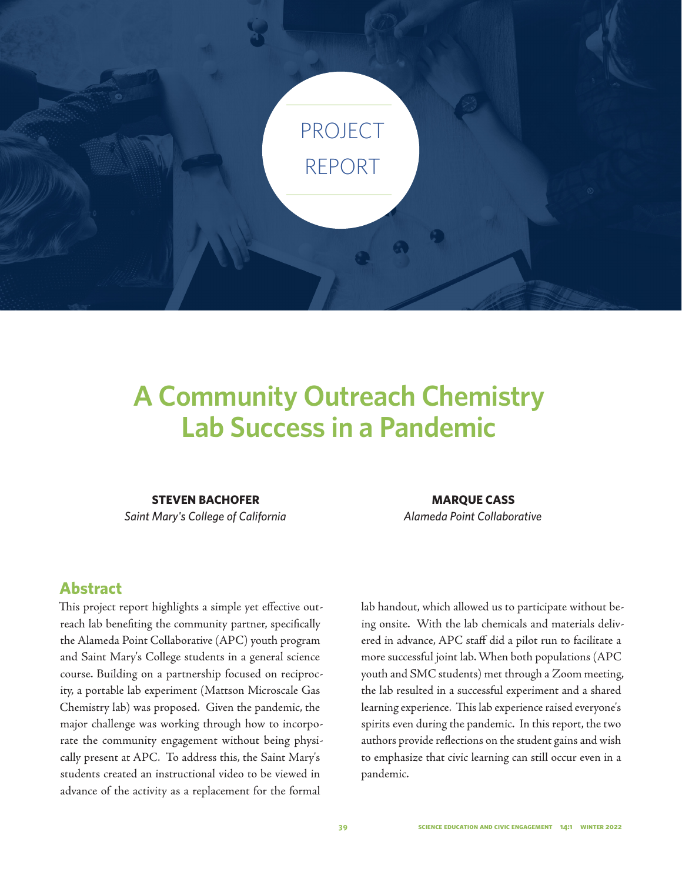PROJECT REPORT

# A Community Outreach Chemistry Lab Success in a Pandemic

**STEVEN BACHOFER**
*Saint Mary's College of California*

**MARQUE CASS**
*Alameda Point Collaborative*

## Abstract

This project report highlights a simple yet effective outreach lab benefiting the community partner, specifically the Alameda Point Collaborative (APC) youth program and Saint Mary's College students in a general science course. Building on a partnership focused on reciprocity, a portable lab experiment (Mattson Microscale Gas Chemistry lab) was proposed. Given the pandemic, the major challenge was working through how to incorporate the community engagement without being physically present at APC. To address this, the Saint Mary's students created an instructional video to be viewed in advance of the activity as a replacement for the formal lab handout, which allowed us to participate without being onsite. With the lab chemicals and materials delivered in advance, APC staff did a pilot run to facilitate a more successful joint lab. When both populations (APC youth and SMC students) met through a Zoom meeting, the lab resulted in a successful experiment and a shared learning experience. This lab experience raised everyone's spirits even during the pandemic. In this report, the two authors provide reflections on the student gains and wish to emphasize that civic learning can still occur even in a pandemic.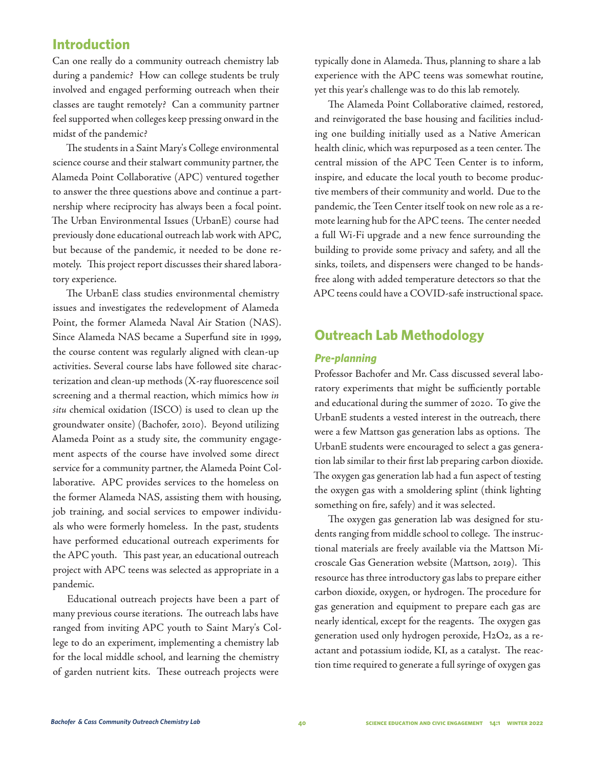## Introduction

Can one really do a community outreach chemistry lab during a pandemic? How can college students be truly involved and engaged performing outreach when their classes are taught remotely? Can a community partner feel supported when colleges keep pressing onward in the midst of the pandemic?

The students in a Saint Mary's College environmental science course and their stalwart community partner, the Alameda Point Collaborative (APC) ventured together to answer the three questions above and continue a partnership where reciprocity has always been a focal point. The Urban Environmental Issues (UrbanE) course had previously done educational outreach lab work with APC, but because of the pandemic, it needed to be done remotely. This project report discusses their shared laboratory experience.

The UrbanE class studies environmental chemistry issues and investigates the redevelopment of Alameda Point, the former Alameda Naval Air Station (NAS). Since Alameda NAS became a Superfund site in 1999, the course content was regularly aligned with clean-up activities. Several course labs have followed site characterization and clean-up methods (X-ray fluorescence soil screening and a thermal reaction, which mimics how *in situ* chemical oxidation (ISCO) is used to clean up the groundwater onsite) (Bachofer, 2010). Beyond utilizing Alameda Point as a study site, the community engagement aspects of the course have involved some direct service for a community partner, the Alameda Point Collaborative. APC provides services to the homeless on the former Alameda NAS, assisting them with housing, job training, and social services to empower individuals who were formerly homeless. In the past, students have performed educational outreach experiments for the APC youth. This past year, an educational outreach project with APC teens was selected as appropriate in a pandemic.

Educational outreach projects have been a part of many previous course iterations. The outreach labs have ranged from inviting APC youth to Saint Mary's College to do an experiment, implementing a chemistry lab for the local middle school, and learning the chemistry of garden nutrient kits. These outreach projects were typically done in Alameda. Thus, planning to share a lab experience with the APC teens was somewhat routine, yet this year's challenge was to do this lab remotely.

The Alameda Point Collaborative claimed, restored, and reinvigorated the base housing and facilities including one building initially used as a Native American health clinic, which was repurposed as a teen center. The central mission of the APC Teen Center is to inform, inspire, and educate the local youth to become productive members of their community and world. Due to the pandemic, the Teen Center itself took on new role as a remote learning hub for the APC teens. The center needed a full Wi-Fi upgrade and a new fence surrounding the building to provide some privacy and safety, and all the sinks, toilets, and dispensers were changed to be hands-free along with added temperature detectors so that the APC teens could have a COVID-safe instructional space.

## Outreach Lab Methodology

### *Pre-planning*

Professor Bachofer and Mr. Cass discussed several laboratory experiments that might be sufficiently portable and educational during the summer of 2020. To give the UrbanE students a vested interest in the outreach, there were a few Mattson gas generation labs as options. The UrbanE students were encouraged to select a gas generation lab similar to their first lab preparing carbon dioxide. The oxygen gas generation lab had a fun aspect of testing the oxygen gas with a smoldering splint (think lighting something on fire, safely) and it was selected.

The oxygen gas generation lab was designed for students ranging from middle school to college. The instructional materials are freely available via the Mattson Microscale Gas Generation website (Mattson, 2019). This resource has three introductory gas labs to prepare either carbon dioxide, oxygen, or hydrogen. The procedure for gas generation and equipment to prepare each gas are nearly identical, except for the reagents. The oxygen gas generation used only hydrogen peroxide, $H_2O_2$, as a reactant and potassium iodide, KI, as a catalyst. The reaction time required to generate a full syringe of oxygen gas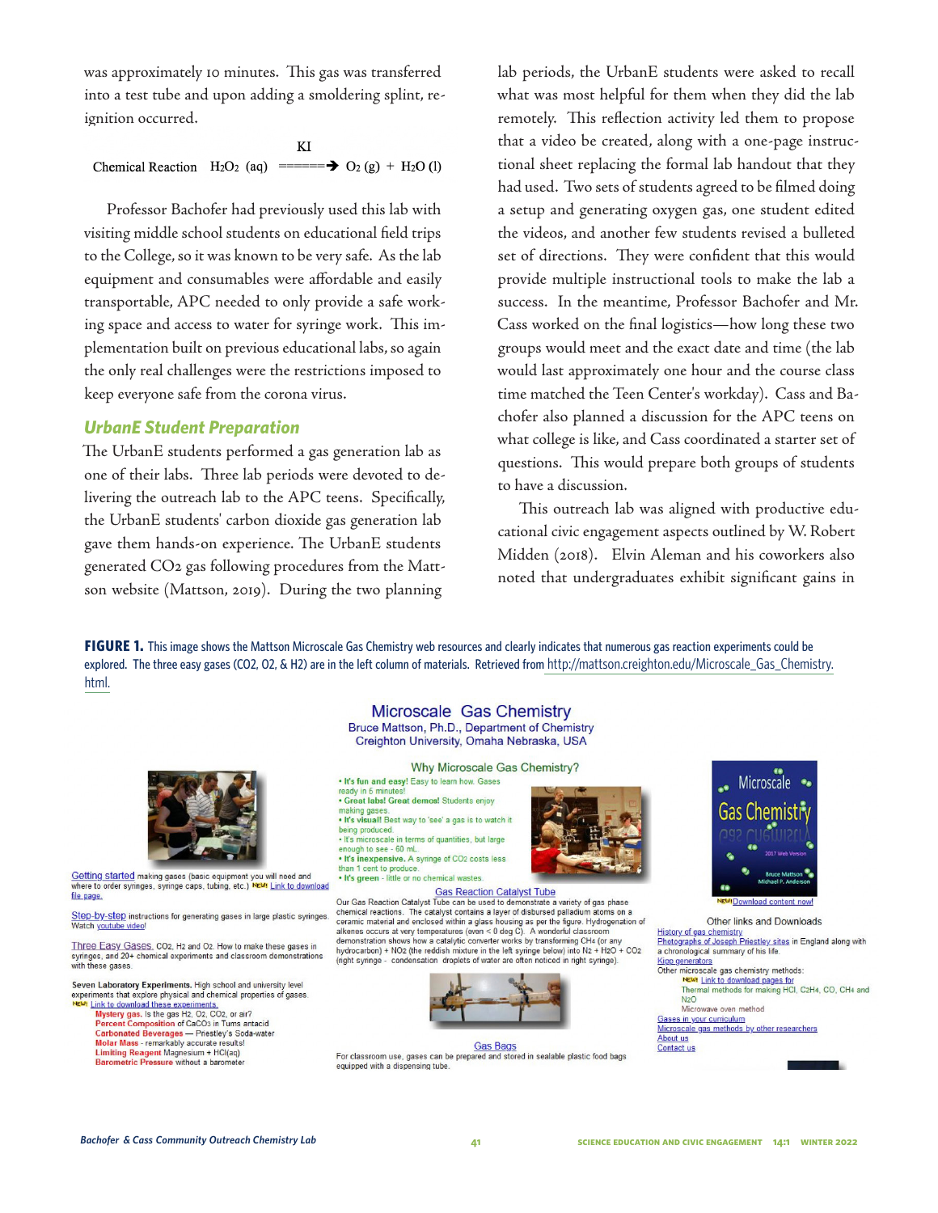was approximately 10 minutes. This gas was transferred into a test tube and upon adding a smoldering splint, re-ignition occurred.

$$\text{Chemical Reaction} \quad H_2O_2\ (aq) \xrightarrow{KI} O_2\ (g) + H_2O\ (l)$$

Professor Bachofer had previously used this lab with visiting middle school students on educational field trips to the College, so it was known to be very safe. As the lab equipment and consumables were affordable and easily transportable, APC needed to only provide a safe working space and access to water for syringe work. This implementation built on previous educational labs, so again the only real challenges were the restrictions imposed to keep everyone safe from the corona virus.

### *UrbanE Student Preparation*

The UrbanE students performed a gas generation lab as one of their labs. Three lab periods were devoted to delivering the outreach lab to the APC teens. Specifically, the UrbanE students' carbon dioxide gas generation lab gave them hands-on experience. The UrbanE students generated $CO_2$ gas following procedures from the Mattson website (Mattson, 2019). During the two planning lab periods, the UrbanE students were asked to recall what was most helpful for them when they did the lab remotely. This reflection activity led them to propose that a video be created, along with a one-page instructional sheet replacing the formal lab handout that they had used. Two sets of students agreed to be filmed doing a setup and generating oxygen gas, one student edited the videos, and another few students revised a bulleted set of directions. They were confident that this would provide multiple instructional tools to make the lab a success. In the meantime, Professor Bachofer and Mr. Cass worked on the final logistics—how long these two groups would meet and the exact date and time (the lab would last approximately one hour and the course class time matched the Teen Center's workday). Cass and Bachofer also planned a discussion for the APC teens on what college is like, and Cass coordinated a starter set of questions. This would prepare both groups of students to have a discussion.

This outreach lab was aligned with productive educational civic engagement aspects outlined by W. Robert Midden (2018). Elvin Aleman and his coworkers also noted that undergraduates exhibit significant gains in

**FIGURE 1.** This image shows the Mattson Microscale Gas Chemistry web resources and clearly indicates that numerous gas reaction experiments could be explored. The three easy gases (CO2, O2, & H2) are in the left column of materials. Retrieved from http://mattson.creighton.edu/Microscale_Gas_Chemistry.html.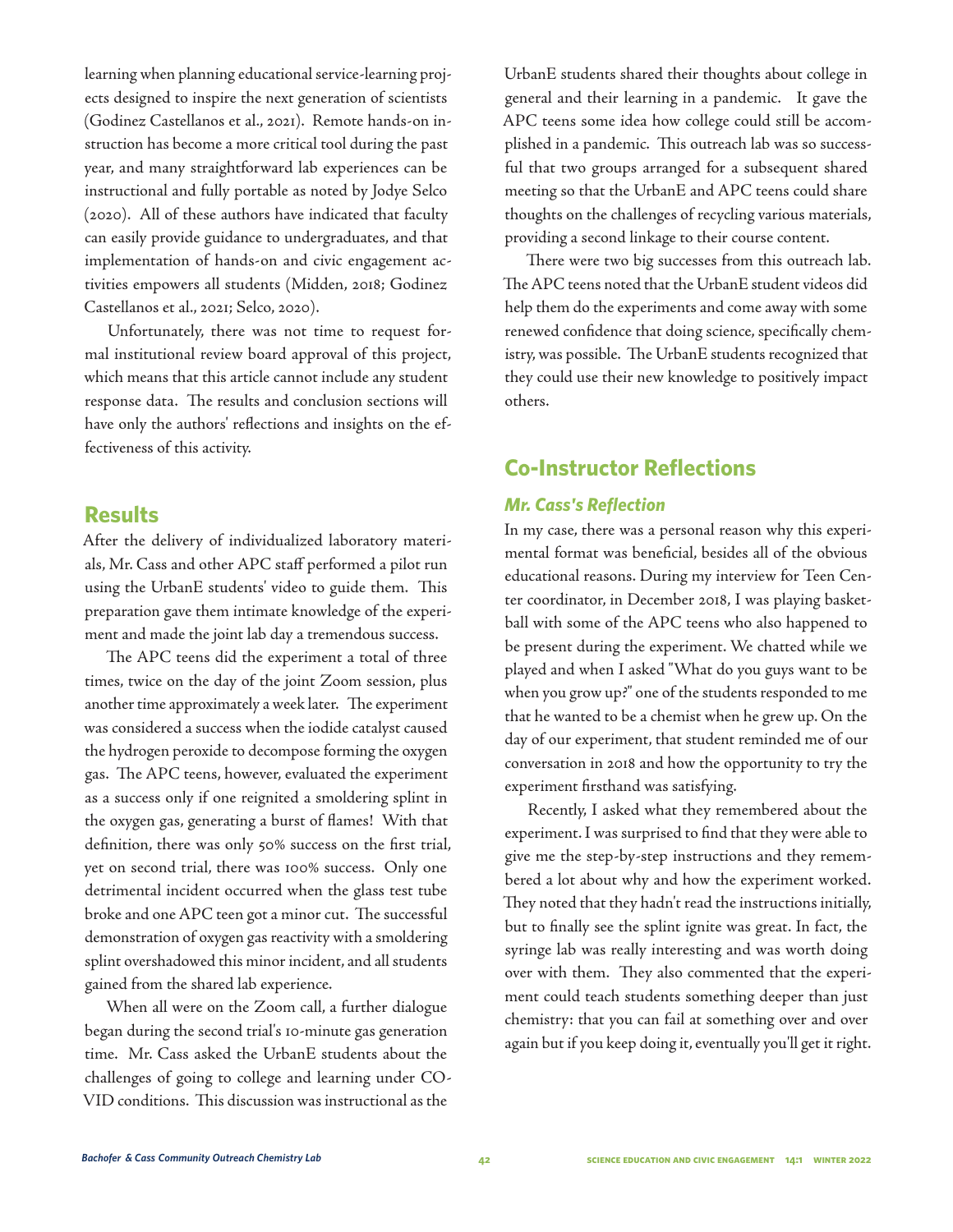learning when planning educational service-learning projects designed to inspire the next generation of scientists (Godinez Castellanos et al., 2021). Remote hands-on instruction has become a more critical tool during the past year, and many straightforward lab experiences can be instructional and fully portable as noted by Jodye Selco (2020). All of these authors have indicated that faculty can easily provide guidance to undergraduates, and that implementation of hands-on and civic engagement activities empowers all students (Midden, 2018; Godinez Castellanos et al., 2021; Selco, 2020).

Unfortunately, there was not time to request formal institutional review board approval of this project, which means that this article cannot include any student response data. The results and conclusion sections will have only the authors' reflections and insights on the effectiveness of this activity.

## Results

After the delivery of individualized laboratory materials, Mr. Cass and other APC staff performed a pilot run using the UrbanE students' video to guide them. This preparation gave them intimate knowledge of the experiment and made the joint lab day a tremendous success.

The APC teens did the experiment a total of three times, twice on the day of the joint Zoom session, plus another time approximately a week later. The experiment was considered a success when the iodide catalyst caused the hydrogen peroxide to decompose forming the oxygen gas. The APC teens, however, evaluated the experiment as a success only if one reignited a smoldering splint in the oxygen gas, generating a burst of flames! With that definition, there was only 50% success on the first trial, yet on second trial, there was 100% success. Only one detrimental incident occurred when the glass test tube broke and one APC teen got a minor cut. The successful demonstration of oxygen gas reactivity with a smoldering splint overshadowed this minor incident, and all students gained from the shared lab experience.

When all were on the Zoom call, a further dialogue began during the second trial's 10-minute gas generation time. Mr. Cass asked the UrbanE students about the challenges of going to college and learning under COVID conditions. This discussion was instructional as the UrbanE students shared their thoughts about college in general and their learning in a pandemic. It gave the APC teens some idea how college could still be accomplished in a pandemic. This outreach lab was so successful that two groups arranged for a subsequent shared meeting so that the UrbanE and APC teens could share thoughts on the challenges of recycling various materials, providing a second linkage to their course content.

There were two big successes from this outreach lab. The APC teens noted that the UrbanE student videos did help them do the experiments and come away with some renewed confidence that doing science, specifically chemistry, was possible. The UrbanE students recognized that they could use their new knowledge to positively impact others.

## Co-Instructor Reflections

### *Mr. Cass's Reflection*

In my case, there was a personal reason why this experimental format was beneficial, besides all of the obvious educational reasons. During my interview for Teen Center coordinator, in December 2018, I was playing basketball with some of the APC teens who also happened to be present during the experiment. We chatted while we played and when I asked "What do you guys want to be when you grow up?" one of the students responded to me that he wanted to be a chemist when he grew up. On the day of our experiment, that student reminded me of our conversation in 2018 and how the opportunity to try the experiment firsthand was satisfying.

Recently, I asked what they remembered about the experiment. I was surprised to find that they were able to give me the step-by-step instructions and they remembered a lot about why and how the experiment worked. They noted that they hadn't read the instructions initially, but to finally see the splint ignite was great. In fact, the syringe lab was really interesting and was worth doing over with them. They also commented that the experiment could teach students something deeper than just chemistry: that you can fail at something over and over again but if you keep doing it, eventually you'll get it right.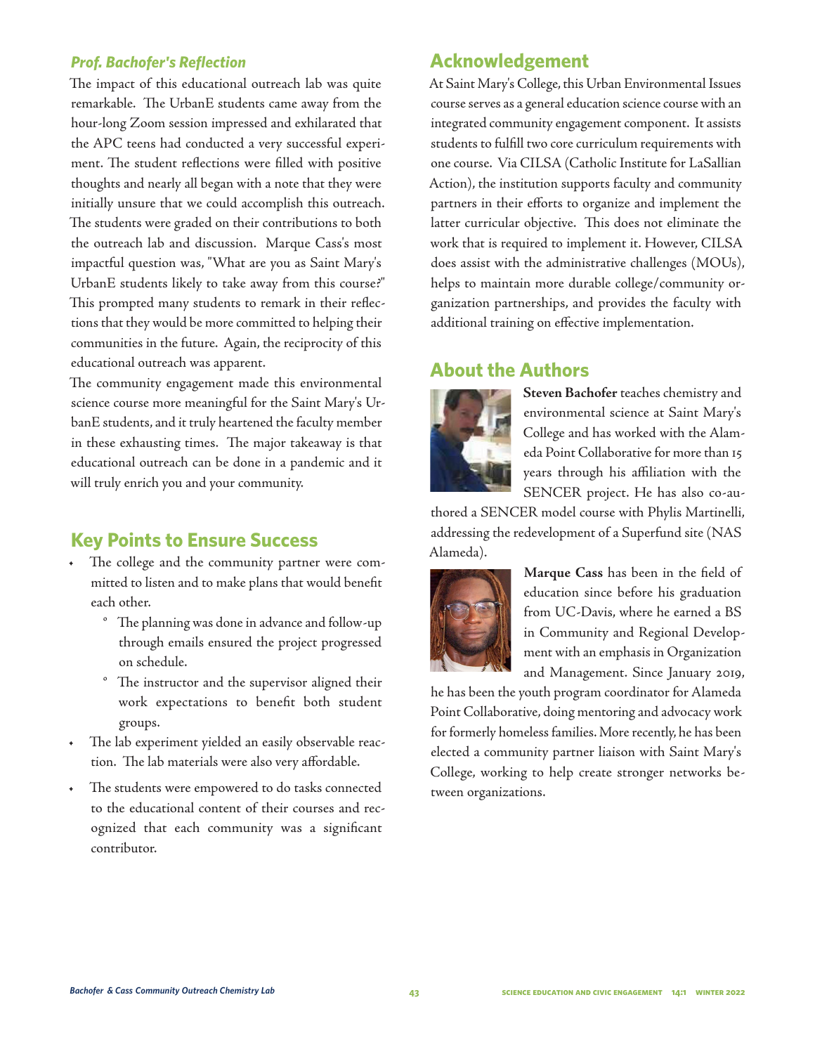### *Prof. Bachofer's Reflection*

The impact of this educational outreach lab was quite remarkable. The UrbanE students came away from the hour-long Zoom session impressed and exhilarated that the APC teens had conducted a very successful experiment. The student reflections were filled with positive thoughts and nearly all began with a note that they were initially unsure that we could accomplish this outreach. The students were graded on their contributions to both the outreach lab and discussion. Marque Cass's most impactful question was, "What are you as Saint Mary's UrbanE students likely to take away from this course?" This prompted many students to remark in their reflections that they would be more committed to helping their communities in the future. Again, the reciprocity of this educational outreach was apparent.

The community engagement made this environmental science course more meaningful for the Saint Mary's UrbanE students, and it truly heartened the faculty member in these exhausting times. The major takeaway is that educational outreach can be done in a pandemic and it will truly enrich you and your community.

## Key Points to Ensure Success

- The college and the community partner were committed to listen and to make plans that would benefit each other.
  - The planning was done in advance and follow-up through emails ensured the project progressed on schedule.
  - The instructor and the supervisor aligned their work expectations to benefit both student groups.
- The lab experiment yielded an easily observable reaction. The lab materials were also very affordable.
- The students were empowered to do tasks connected to the educational content of their courses and recognized that each community was a significant contributor.

## Acknowledgement

At Saint Mary's College, this Urban Environmental Issues course serves as a general education science course with an integrated community engagement component. It assists students to fulfill two core curriculum requirements with one course. Via CILSA (Catholic Institute for LaSallian Action), the institution supports faculty and community partners in their efforts to organize and implement the latter curricular objective. This does not eliminate the work that is required to implement it. However, CILSA does assist with the administrative challenges (MOUs), helps to maintain more durable college/community organization partnerships, and provides the faculty with additional training on effective implementation.

## About the Authors

**Steven Bachofer** teaches chemistry and environmental science at Saint Mary's College and has worked with the Alameda Point Collaborative for more than 15 years through his affiliation with the SENCER project. He has also co-authored a SENCER model course with Phylis Martinelli, addressing the redevelopment of a Superfund site (NAS Alameda).

**Marque Cass** has been in the field of education since before his graduation from UC-Davis, where he earned a BS in Community and Regional Development with an emphasis in Organization and Management. Since January 2019, he has been the youth program coordinator for Alameda Point Collaborative, doing mentoring and advocacy work for formerly homeless families. More recently, he has been elected a community partner liaison with Saint Mary's College, working to help create stronger networks between organizations.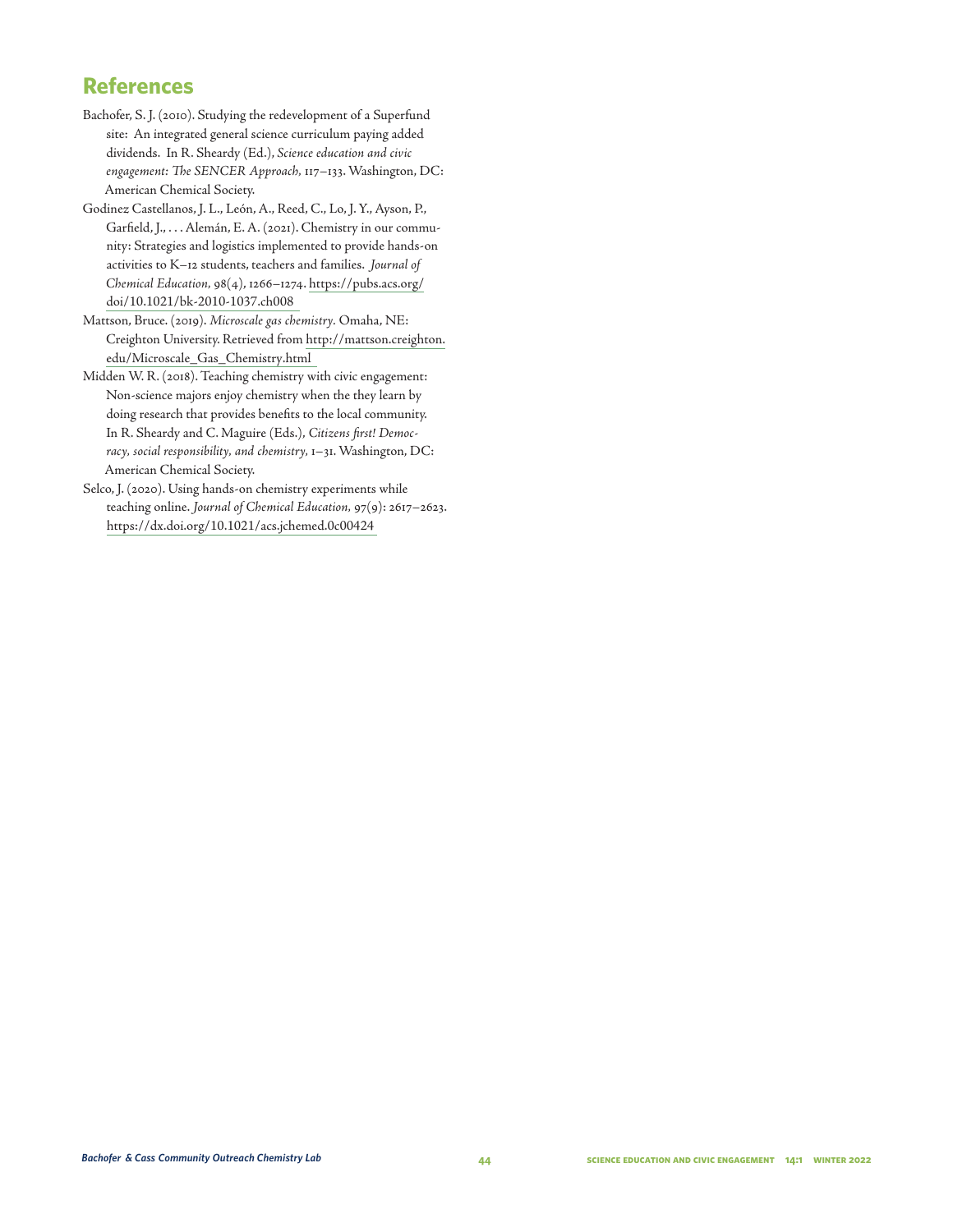## References

Bachofer, S. J. (2010). Studying the redevelopment of a Superfund site: An integrated general science curriculum paying added dividends. In R. Sheardy (Ed.), *Science education and civic engagement: The SENCER Approach*, 117–133. Washington, DC: American Chemical Society.

Godinez Castellanos, J. L., León, A., Reed, C., Lo, J. Y., Ayson, P., Garfield, J., . . . Alemán, E. A. (2021). Chemistry in our community: Strategies and logistics implemented to provide hands-on activities to K–12 students, teachers and families. *Journal of Chemical Education*, 98(4), 1266–1274. https://pubs.acs.org/doi/10.1021/bk-2010-1037.ch008

Mattson, Bruce. (2019). *Microscale gas chemistry*. Omaha, NE: Creighton University. Retrieved from http://mattson.creighton.edu/Microscale_Gas_Chemistry.html

Midden W. R. (2018). Teaching chemistry with civic engagement: Non-science majors enjoy chemistry when the they learn by doing research that provides benefits to the local community. In R. Sheardy and C. Maguire (Eds.), *Citizens first! Democracy, social responsibility, and chemistry*, 1–31. Washington, DC: American Chemical Society.

Selco, J. (2020). Using hands-on chemistry experiments while teaching online. *Journal of Chemical Education*, 97(9): 2617–2623. https://dx.doi.org/10.1021/acs.jchemed.0c00424